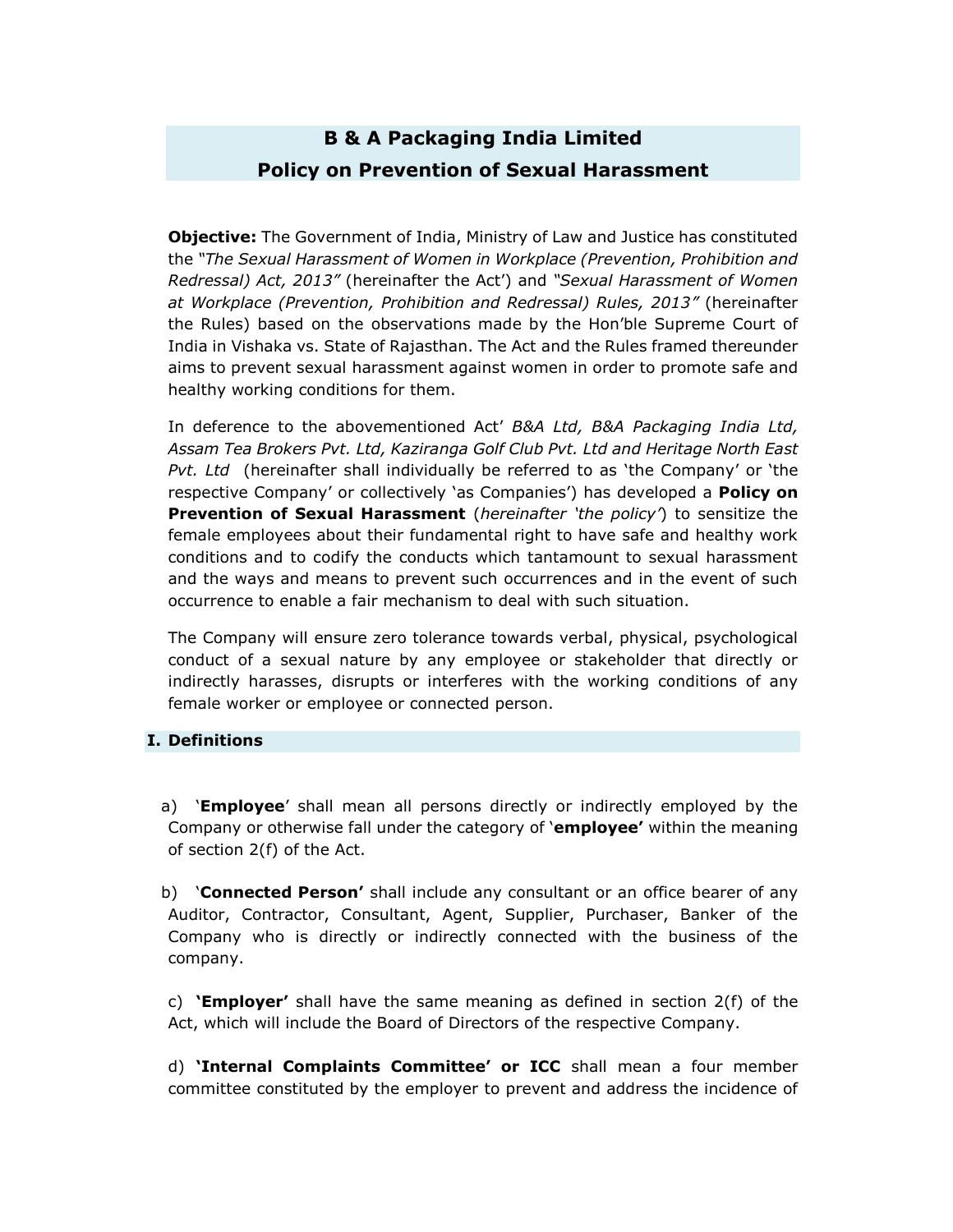# B & A Packaging India Limited
# Policy on Prevention of Sexual Harassment

**Objective:** The Government of India, Ministry of Law and Justice has constituted the *"The Sexual Harassment of Women in Workplace (Prevention, Prohibition and Redressal) Act, 2013"* (hereinafter the Act') and *"Sexual Harassment of Women at Workplace (Prevention, Prohibition and Redressal) Rules, 2013"* (hereinafter the Rules) based on the observations made by the Hon'ble Supreme Court of India in Vishaka vs. State of Rajasthan. The Act and the Rules framed thereunder aims to prevent sexual harassment against women in order to promote safe and healthy working conditions for them.

In deference to the abovementioned Act' *B&A Ltd, B&A Packaging India Ltd, Assam Tea Brokers Pvt. Ltd, Kaziranga Golf Club Pvt. Ltd and Heritage North East Pvt. Ltd* (hereinafter shall individually be referred to as 'the Company' or 'the respective Company' or collectively 'as Companies') has developed a **Policy on Prevention of Sexual Harassment** (*hereinafter 'the policy'*) to sensitize the female employees about their fundamental right to have safe and healthy work conditions and to codify the conducts which tantamount to sexual harassment and the ways and means to prevent such occurrences and in the event of such occurrence to enable a fair mechanism to deal with such situation.

The Company will ensure zero tolerance towards verbal, physical, psychological conduct of a sexual nature by any employee or stakeholder that directly or indirectly harasses, disrupts or interferes with the working conditions of any female worker or employee or connected person.

## I. Definitions

a) '**Employee**' shall mean all persons directly or indirectly employed by the Company or otherwise fall under the category of '**employee'** within the meaning of section 2(f) of the Act.

b) '**Connected Person'** shall include any consultant or an office bearer of any Auditor, Contractor, Consultant, Agent, Supplier, Purchaser, Banker of the Company who is directly or indirectly connected with the business of the company.

c) **'Employer'** shall have the same meaning as defined in section 2(f) of the Act, which will include the Board of Directors of the respective Company.

d) **'Internal Complaints Committee' or ICC** shall mean a four member committee constituted by the employer to prevent and address the incidence of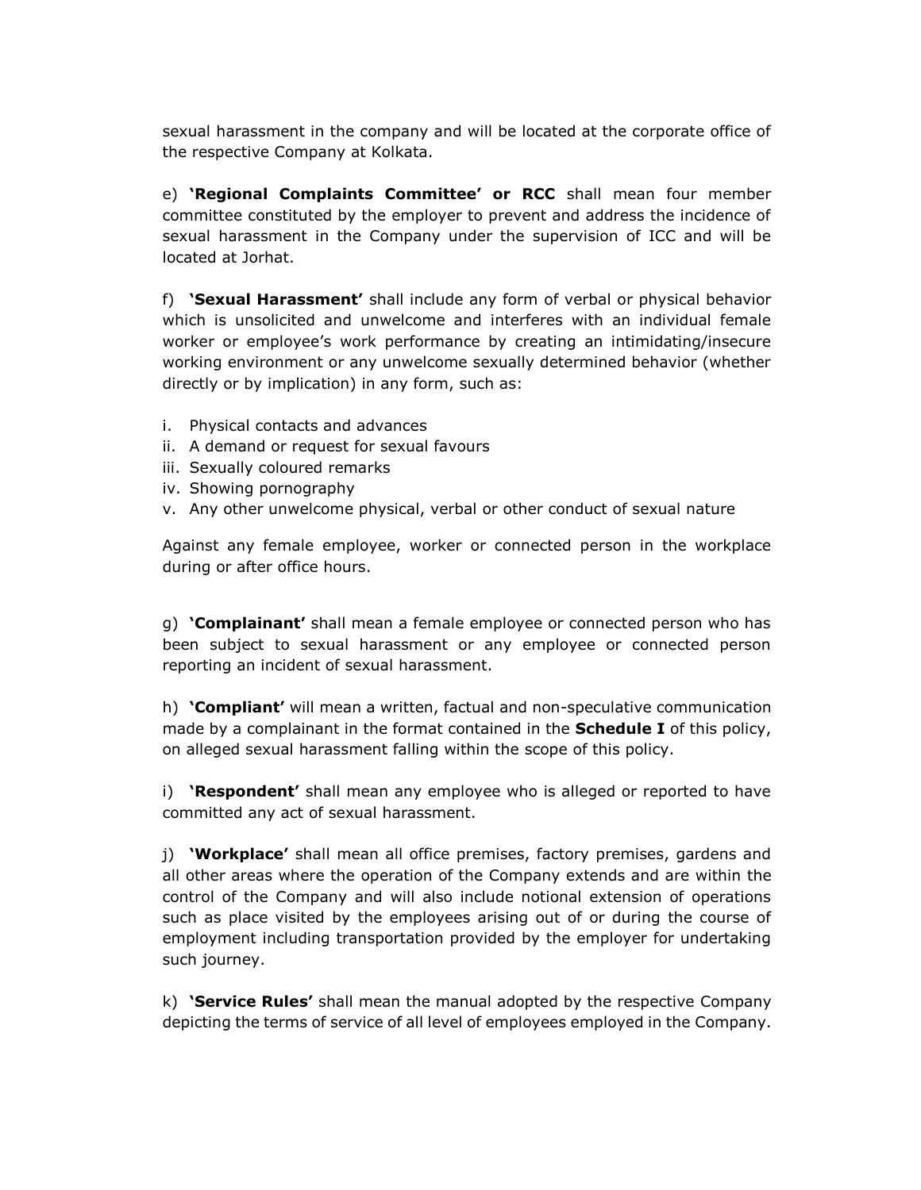sexual harassment in the company and will be located at the corporate office of the respective Company at Kolkata.

e) **'Regional Complaints Committee' or RCC** shall mean four member committee constituted by the employer to prevent and address the incidence of sexual harassment in the Company under the supervision of ICC and will be located at Jorhat.

f) **'Sexual Harassment'** shall include any form of verbal or physical behavior which is unsolicited and unwelcome and interferes with an individual female worker or employee's work performance by creating an intimidating/insecure working environment or any unwelcome sexually determined behavior (whether directly or by implication) in any form, such as:

i. Physical contacts and advances
ii. A demand or request for sexual favours
iii. Sexually coloured remarks
iv. Showing pornography
v. Any other unwelcome physical, verbal or other conduct of sexual nature

Against any female employee, worker or connected person in the workplace during or after office hours.

g) **'Complainant'** shall mean a female employee or connected person who has been subject to sexual harassment or any employee or connected person reporting an incident of sexual harassment.

h) **'Compliant'** will mean a written, factual and non-speculative communication made by a complainant in the format contained in the **Schedule I** of this policy, on alleged sexual harassment falling within the scope of this policy.

i) **'Respondent'** shall mean any employee who is alleged or reported to have committed any act of sexual harassment.

j) **'Workplace'** shall mean all office premises, factory premises, gardens and all other areas where the operation of the Company extends and are within the control of the Company and will also include notional extension of operations such as place visited by the employees arising out of or during the course of employment including transportation provided by the employer for undertaking such journey.

k) **'Service Rules'** shall mean the manual adopted by the respective Company depicting the terms of service of all level of employees employed in the Company.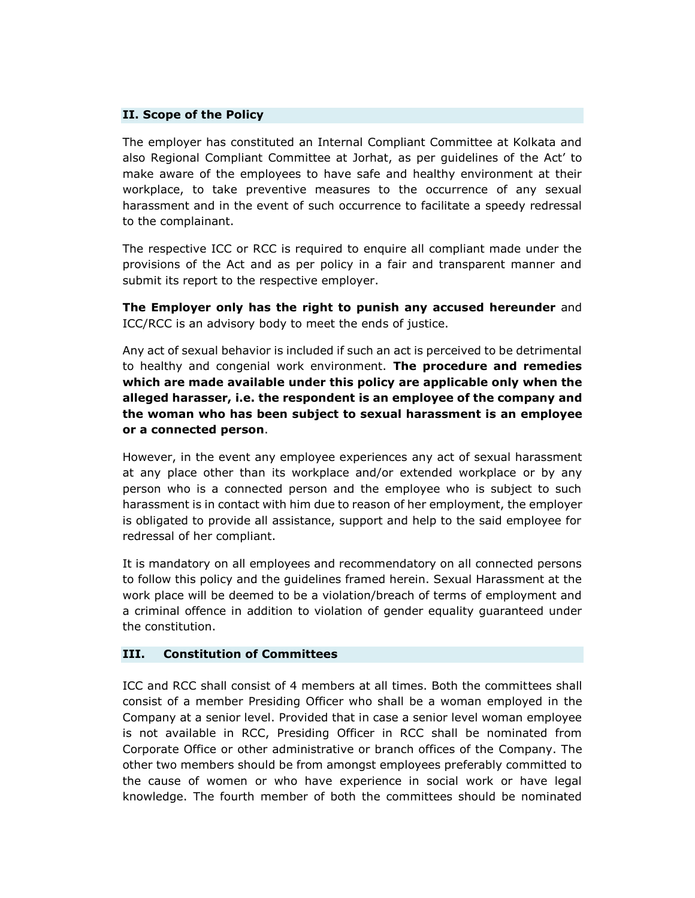## II. Scope of the Policy

The employer has constituted an Internal Compliant Committee at Kolkata and also Regional Compliant Committee at Jorhat, as per guidelines of the Act' to make aware of the employees to have safe and healthy environment at their workplace, to take preventive measures to the occurrence of any sexual harassment and in the event of such occurrence to facilitate a speedy redressal to the complainant.

The respective ICC or RCC is required to enquire all compliant made under the provisions of the Act and as per policy in a fair and transparent manner and submit its report to the respective employer.

**The Employer only has the right to punish any accused hereunder** and ICC/RCC is an advisory body to meet the ends of justice.

Any act of sexual behavior is included if such an act is perceived to be detrimental to healthy and congenial work environment. **The procedure and remedies which are made available under this policy are applicable only when the alleged harasser, i.e. the respondent is an employee of the company and the woman who has been subject to sexual harassment is an employee or a connected person**.

However, in the event any employee experiences any act of sexual harassment at any place other than its workplace and/or extended workplace or by any person who is a connected person and the employee who is subject to such harassment is in contact with him due to reason of her employment, the employer is obligated to provide all assistance, support and help to the said employee for redressal of her compliant.

It is mandatory on all employees and recommendatory on all connected persons to follow this policy and the guidelines framed herein. Sexual Harassment at the work place will be deemed to be a violation/breach of terms of employment and a criminal offence in addition to violation of gender equality guaranteed under the constitution.

## III. Constitution of Committees

ICC and RCC shall consist of 4 members at all times. Both the committees shall consist of a member Presiding Officer who shall be a woman employed in the Company at a senior level. Provided that in case a senior level woman employee is not available in RCC, Presiding Officer in RCC shall be nominated from Corporate Office or other administrative or branch offices of the Company. The other two members should be from amongst employees preferably committed to the cause of women or who have experience in social work or have legal knowledge. The fourth member of both the committees should be nominated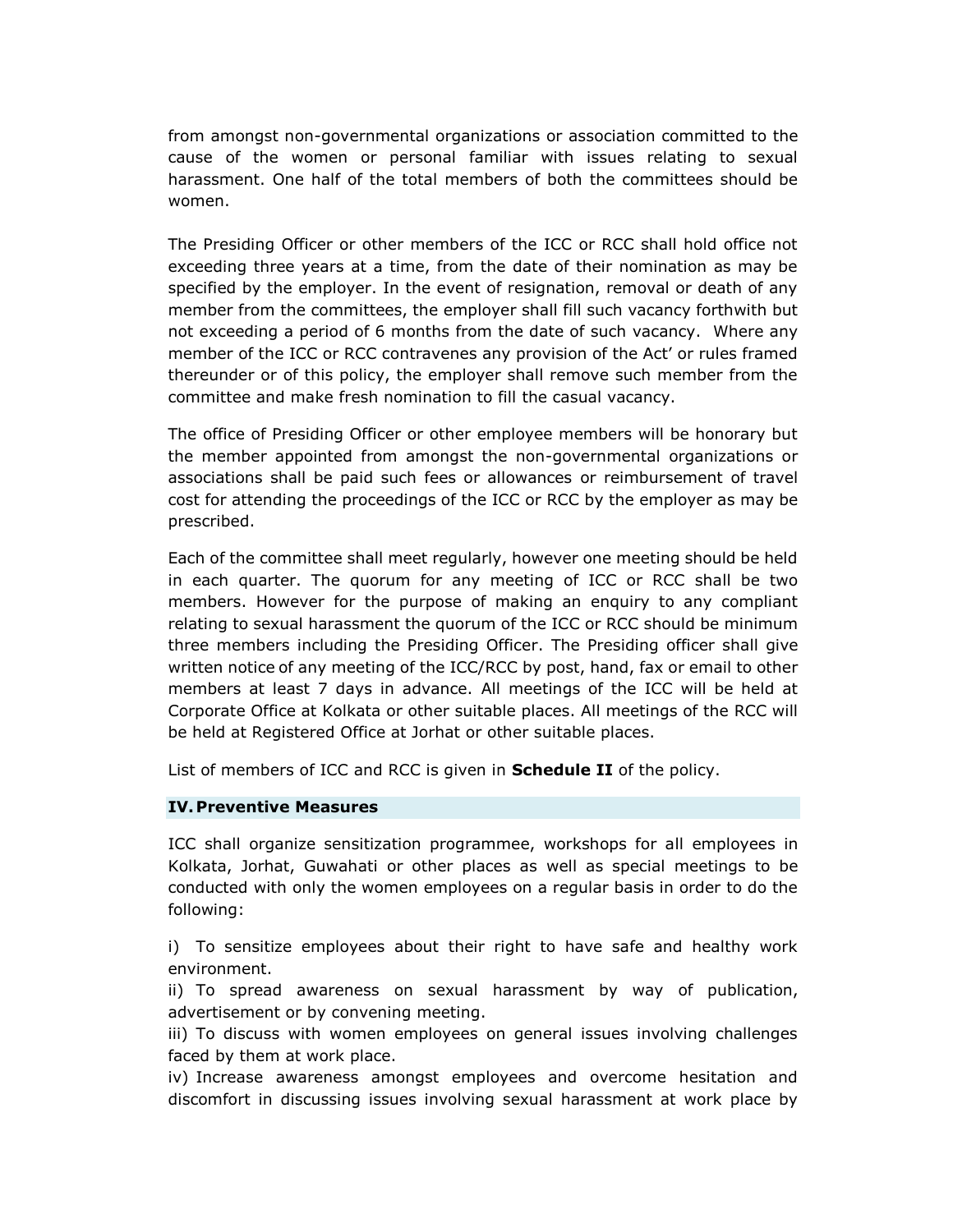from amongst non-governmental organizations or association committed to the cause of the women or personal familiar with issues relating to sexual harassment. One half of the total members of both the committees should be women.

The Presiding Officer or other members of the ICC or RCC shall hold office not exceeding three years at a time, from the date of their nomination as may be specified by the employer. In the event of resignation, removal or death of any member from the committees, the employer shall fill such vacancy forthwith but not exceeding a period of 6 months from the date of such vacancy. Where any member of the ICC or RCC contravenes any provision of the Act' or rules framed thereunder or of this policy, the employer shall remove such member from the committee and make fresh nomination to fill the casual vacancy.

The office of Presiding Officer or other employee members will be honorary but the member appointed from amongst the non-governmental organizations or associations shall be paid such fees or allowances or reimbursement of travel cost for attending the proceedings of the ICC or RCC by the employer as may be prescribed.

Each of the committee shall meet regularly, however one meeting should be held in each quarter. The quorum for any meeting of ICC or RCC shall be two members. However for the purpose of making an enquiry to any compliant relating to sexual harassment the quorum of the ICC or RCC should be minimum three members including the Presiding Officer. The Presiding officer shall give written notice of any meeting of the ICC/RCC by post, hand, fax or email to other members at least 7 days in advance. All meetings of the ICC will be held at Corporate Office at Kolkata or other suitable places. All meetings of the RCC will be held at Registered Office at Jorhat or other suitable places.

List of members of ICC and RCC is given in **Schedule II** of the policy.

## IV. Preventive Measures

ICC shall organize sensitization programmee, workshops for all employees in Kolkata, Jorhat, Guwahati or other places as well as special meetings to be conducted with only the women employees on a regular basis in order to do the following:

i) To sensitize employees about their right to have safe and healthy work environment.
ii) To spread awareness on sexual harassment by way of publication, advertisement or by convening meeting.
iii) To discuss with women employees on general issues involving challenges faced by them at work place.
iv) Increase awareness amongst employees and overcome hesitation and discomfort in discussing issues involving sexual harassment at work place by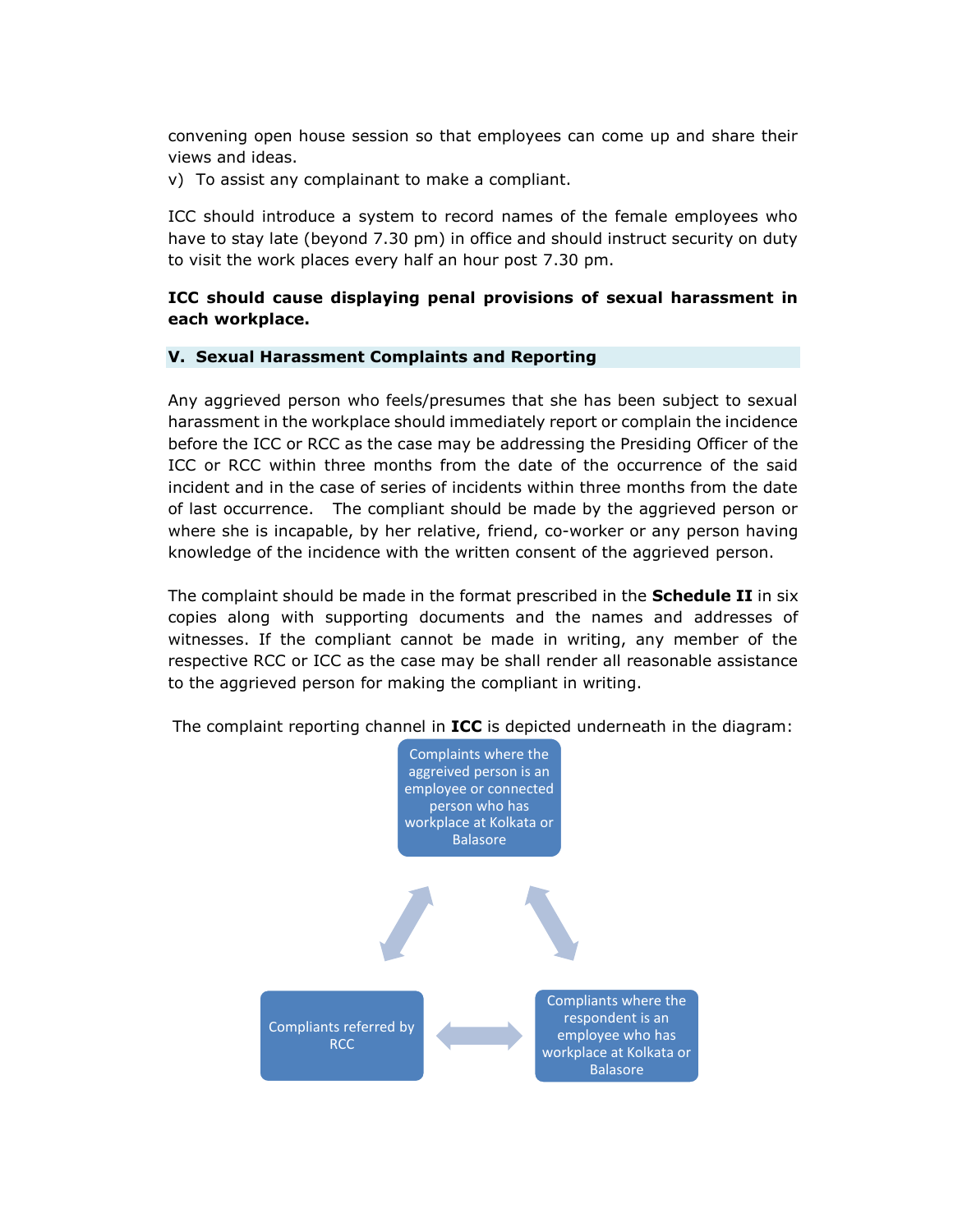convening open house session so that employees can come up and share their views and ideas.

v) To assist any complainant to make a compliant.

ICC should introduce a system to record names of the female employees who have to stay late (beyond 7.30 pm) in office and should instruct security on duty to visit the work places every half an hour post 7.30 pm.

**ICC should cause displaying penal provisions of sexual harassment in each workplace.**

## V. Sexual Harassment Complaints and Reporting

Any aggrieved person who feels/presumes that she has been subject to sexual harassment in the workplace should immediately report or complain the incidence before the ICC or RCC as the case may be addressing the Presiding Officer of the ICC or RCC within three months from the date of the occurrence of the said incident and in the case of series of incidents within three months from the date of last occurrence. The compliant should be made by the aggrieved person or where she is incapable, by her relative, friend, co-worker or any person having knowledge of the incidence with the written consent of the aggrieved person.

The complaint should be made in the format prescribed in the **Schedule II** in six copies along with supporting documents and the names and addresses of witnesses. If the compliant cannot be made in writing, any member of the respective RCC or ICC as the case may be shall render all reasonable assistance to the aggrieved person for making the compliant in writing.

The complaint reporting channel in **ICC** is depicted underneath in the diagram:

Complaints where the aggrieved person is an employee or connected person who has workplace at Kolkata or Balasore

Compliants referred by RCC

Compliants where the respondent is an employee who has workplace at Kolkata or Balasore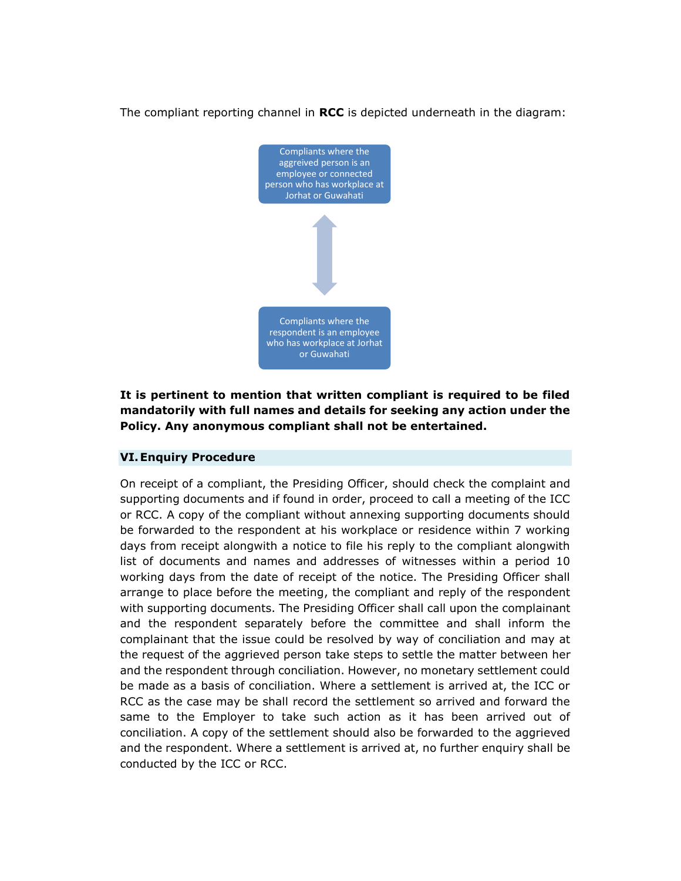The compliant reporting channel in **RCC** is depicted underneath in the diagram:

Compliants where the aggrieved person is an employee or connected person who has workplace at Jorhat or Guwahati

↕

Compliants where the respondent is an employee who has workplace at Jorhat or Guwahati

**It is pertinent to mention that written compliant is required to be filed mandatorily with full names and details for seeking any action under the Policy. Any anonymous compliant shall not be entertained.**

## VI. Enquiry Procedure

On receipt of a compliant, the Presiding Officer, should check the complaint and supporting documents and if found in order, proceed to call a meeting of the ICC or RCC. A copy of the compliant without annexing supporting documents should be forwarded to the respondent at his workplace or residence within 7 working days from receipt alongwith a notice to file his reply to the compliant alongwith list of documents and names and addresses of witnesses within a period 10 working days from the date of receipt of the notice. The Presiding Officer shall arrange to place before the meeting, the compliant and reply of the respondent with supporting documents. The Presiding Officer shall call upon the complainant and the respondent separately before the committee and shall inform the complainant that the issue could be resolved by way of conciliation and may at the request of the aggrieved person take steps to settle the matter between her and the respondent through conciliation. However, no monetary settlement could be made as a basis of conciliation. Where a settlement is arrived at, the ICC or RCC as the case may be shall record the settlement so arrived and forward the same to the Employer to take such action as it has been arrived out of conciliation. A copy of the settlement should also be forwarded to the aggrieved and the respondent. Where a settlement is arrived at, no further enquiry shall be conducted by the ICC or RCC.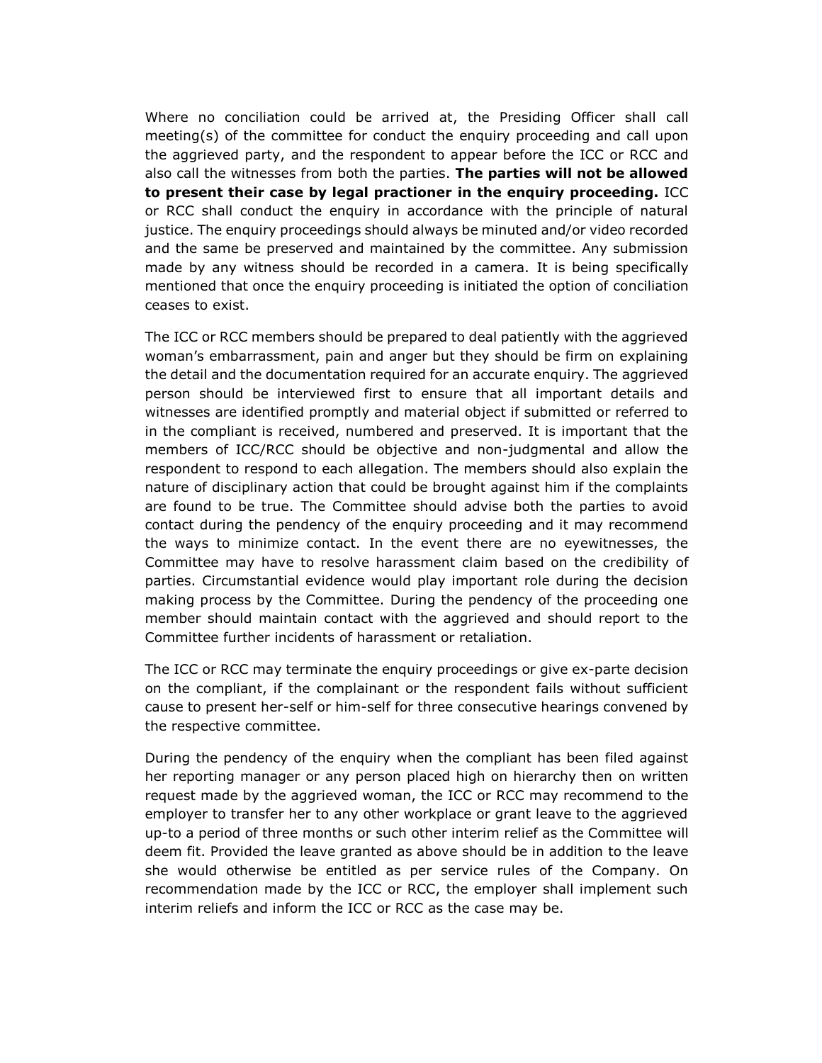Where no conciliation could be arrived at, the Presiding Officer shall call meeting(s) of the committee for conduct the enquiry proceeding and call upon the aggrieved party, and the respondent to appear before the ICC or RCC and also call the witnesses from both the parties. **The parties will not be allowed to present their case by legal practioner in the enquiry proceeding.** ICC or RCC shall conduct the enquiry in accordance with the principle of natural justice. The enquiry proceedings should always be minuted and/or video recorded and the same be preserved and maintained by the committee. Any submission made by any witness should be recorded in a camera. It is being specifically mentioned that once the enquiry proceeding is initiated the option of conciliation ceases to exist.

The ICC or RCC members should be prepared to deal patiently with the aggrieved woman's embarrassment, pain and anger but they should be firm on explaining the detail and the documentation required for an accurate enquiry. The aggrieved person should be interviewed first to ensure that all important details and witnesses are identified promptly and material object if submitted or referred to in the compliant is received, numbered and preserved. It is important that the members of ICC/RCC should be objective and non-judgmental and allow the respondent to respond to each allegation. The members should also explain the nature of disciplinary action that could be brought against him if the complaints are found to be true. The Committee should advise both the parties to avoid contact during the pendency of the enquiry proceeding and it may recommend the ways to minimize contact. In the event there are no eyewitnesses, the Committee may have to resolve harassment claim based on the credibility of parties. Circumstantial evidence would play important role during the decision making process by the Committee. During the pendency of the proceeding one member should maintain contact with the aggrieved and should report to the Committee further incidents of harassment or retaliation.

The ICC or RCC may terminate the enquiry proceedings or give ex-parte decision on the compliant, if the complainant or the respondent fails without sufficient cause to present her-self or him-self for three consecutive hearings convened by the respective committee.

During the pendency of the enquiry when the compliant has been filed against her reporting manager or any person placed high on hierarchy then on written request made by the aggrieved woman, the ICC or RCC may recommend to the employer to transfer her to any other workplace or grant leave to the aggrieved up-to a period of three months or such other interim relief as the Committee will deem fit. Provided the leave granted as above should be in addition to the leave she would otherwise be entitled as per service rules of the Company. On recommendation made by the ICC or RCC, the employer shall implement such interim reliefs and inform the ICC or RCC as the case may be.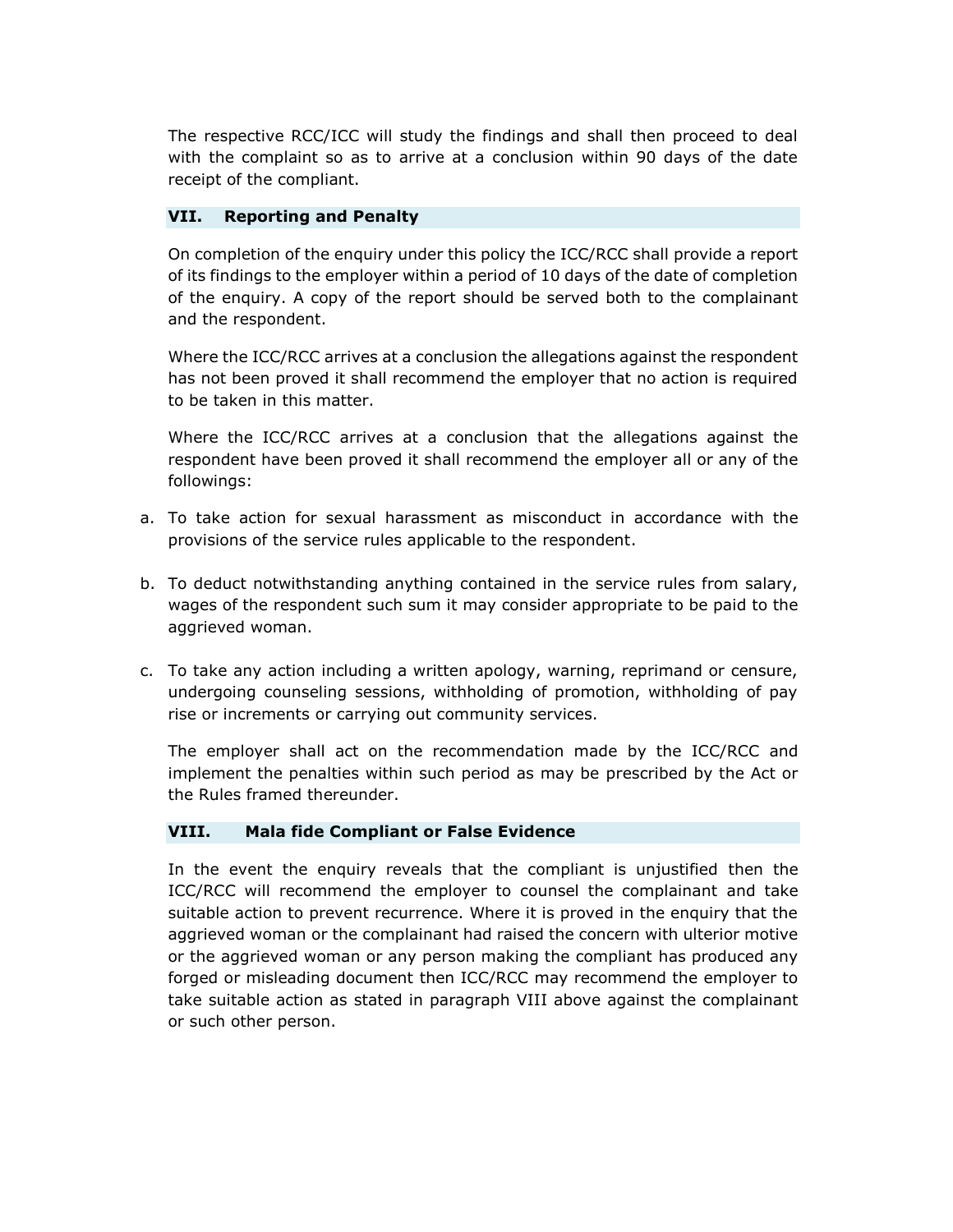The respective RCC/ICC will study the findings and shall then proceed to deal with the complaint so as to arrive at a conclusion within 90 days of the date receipt of the compliant.

## VII. Reporting and Penalty

On completion of the enquiry under this policy the ICC/RCC shall provide a report of its findings to the employer within a period of 10 days of the date of completion of the enquiry. A copy of the report should be served both to the complainant and the respondent.

Where the ICC/RCC arrives at a conclusion the allegations against the respondent has not been proved it shall recommend the employer that no action is required to be taken in this matter.

Where the ICC/RCC arrives at a conclusion that the allegations against the respondent have been proved it shall recommend the employer all or any of the followings:

a. To take action for sexual harassment as misconduct in accordance with the provisions of the service rules applicable to the respondent.

b. To deduct notwithstanding anything contained in the service rules from salary, wages of the respondent such sum it may consider appropriate to be paid to the aggrieved woman.

c. To take any action including a written apology, warning, reprimand or censure, undergoing counseling sessions, withholding of promotion, withholding of pay rise or increments or carrying out community services.

The employer shall act on the recommendation made by the ICC/RCC and implement the penalties within such period as may be prescribed by the Act or the Rules framed thereunder.

## VIII. Mala fide Compliant or False Evidence

In the event the enquiry reveals that the compliant is unjustified then the ICC/RCC will recommend the employer to counsel the complainant and take suitable action to prevent recurrence. Where it is proved in the enquiry that the aggrieved woman or the complainant had raised the concern with ulterior motive or the aggrieved woman or any person making the compliant has produced any forged or misleading document then ICC/RCC may recommend the employer to take suitable action as stated in paragraph VIII above against the complainant or such other person.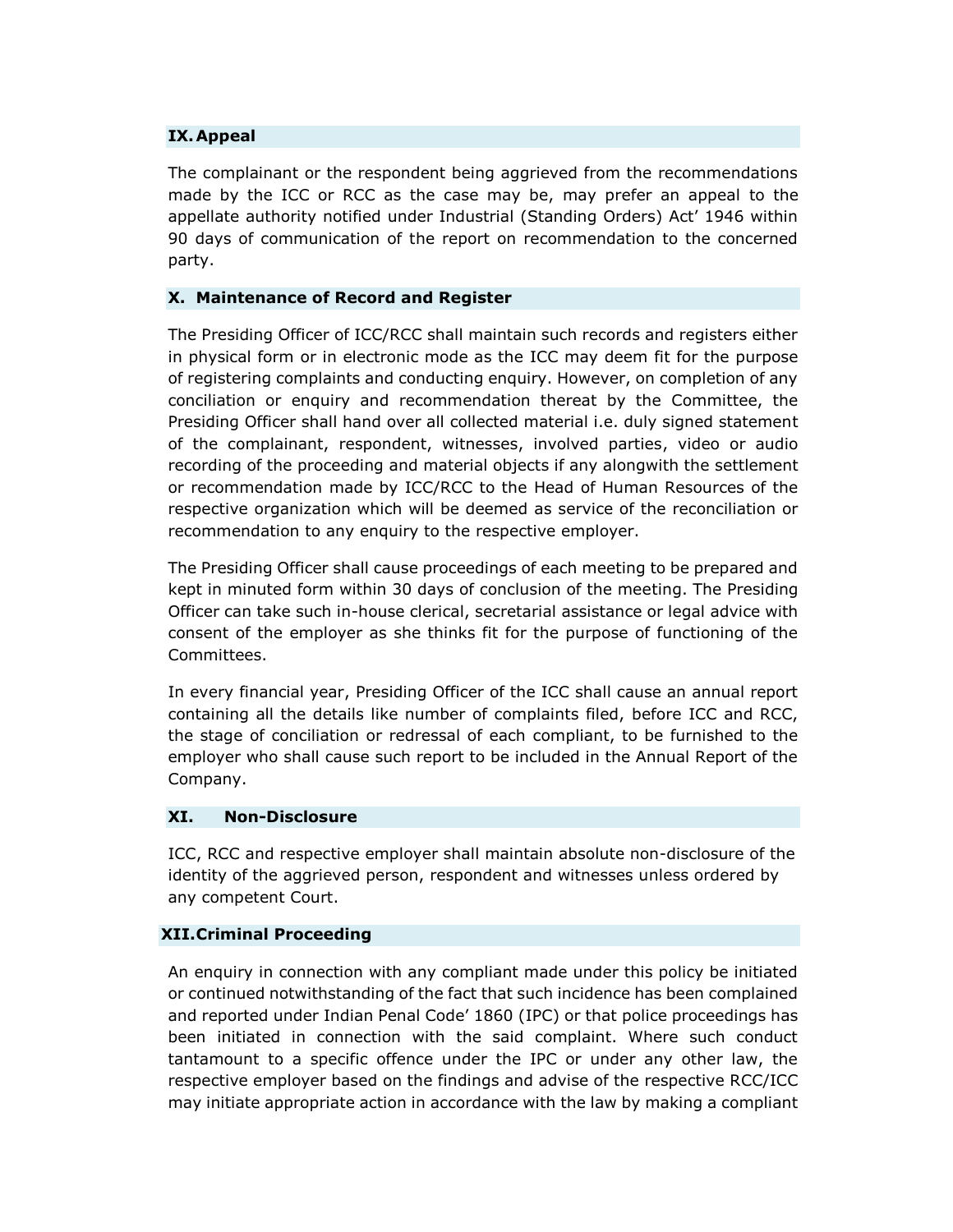## IX. Appeal

The complainant or the respondent being aggrieved from the recommendations made by the ICC or RCC as the case may be, may prefer an appeal to the appellate authority notified under Industrial (Standing Orders) Act' 1946 within 90 days of communication of the report on recommendation to the concerned party.

## X. Maintenance of Record and Register

The Presiding Officer of ICC/RCC shall maintain such records and registers either in physical form or in electronic mode as the ICC may deem fit for the purpose of registering complaints and conducting enquiry. However, on completion of any conciliation or enquiry and recommendation thereat by the Committee, the Presiding Officer shall hand over all collected material i.e. duly signed statement of the complainant, respondent, witnesses, involved parties, video or audio recording of the proceeding and material objects if any alongwith the settlement or recommendation made by ICC/RCC to the Head of Human Resources of the respective organization which will be deemed as service of the reconciliation or recommendation to any enquiry to the respective employer.

The Presiding Officer shall cause proceedings of each meeting to be prepared and kept in minuted form within 30 days of conclusion of the meeting. The Presiding Officer can take such in-house clerical, secretarial assistance or legal advice with consent of the employer as she thinks fit for the purpose of functioning of the Committees.

In every financial year, Presiding Officer of the ICC shall cause an annual report containing all the details like number of complaints filed, before ICC and RCC, the stage of conciliation or redressal of each compliant, to be furnished to the employer who shall cause such report to be included in the Annual Report of the Company.

## XI. Non-Disclosure

ICC, RCC and respective employer shall maintain absolute non-disclosure of the identity of the aggrieved person, respondent and witnesses unless ordered by any competent Court.

## XII. Criminal Proceeding

An enquiry in connection with any compliant made under this policy be initiated or continued notwithstanding of the fact that such incidence has been complained and reported under Indian Penal Code' 1860 (IPC) or that police proceedings has been initiated in connection with the said complaint. Where such conduct tantamount to a specific offence under the IPC or under any other law, the respective employer based on the findings and advise of the respective RCC/ICC may initiate appropriate action in accordance with the law by making a compliant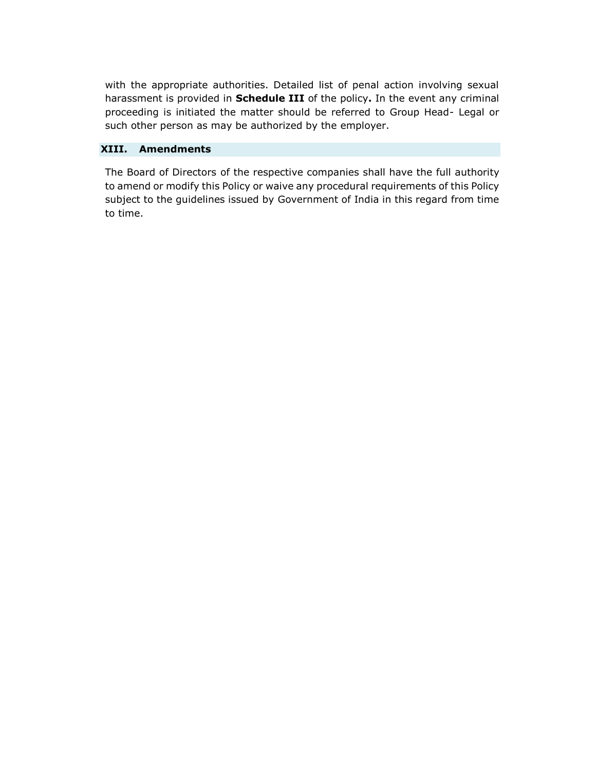with the appropriate authorities. Detailed list of penal action involving sexual harassment is provided in **Schedule III** of the policy**.** In the event any criminal proceeding is initiated the matter should be referred to Group Head- Legal or such other person as may be authorized by the employer.

## XIII. Amendments

The Board of Directors of the respective companies shall have the full authority to amend or modify this Policy or waive any procedural requirements of this Policy subject to the guidelines issued by Government of India in this regard from time to time.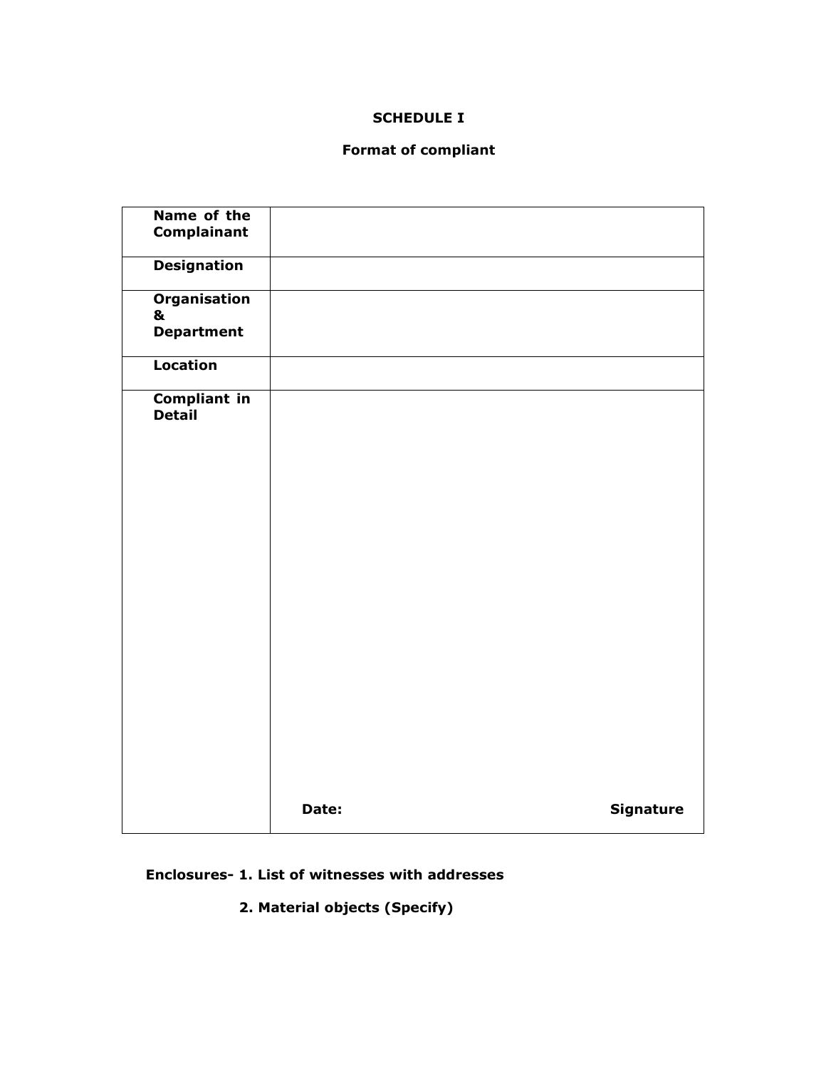**SCHEDULE I**

**Format of compliant**

| **Name of the Complainant** | |
|---|---|
| **Designation** | |
| **Organisation & Department** | |
| **Location** | |
| **Compliant in Detail** | **Date:** **Signature** |

**Enclosures- 1. List of witnesses with addresses**

**2. Material objects (Specify)**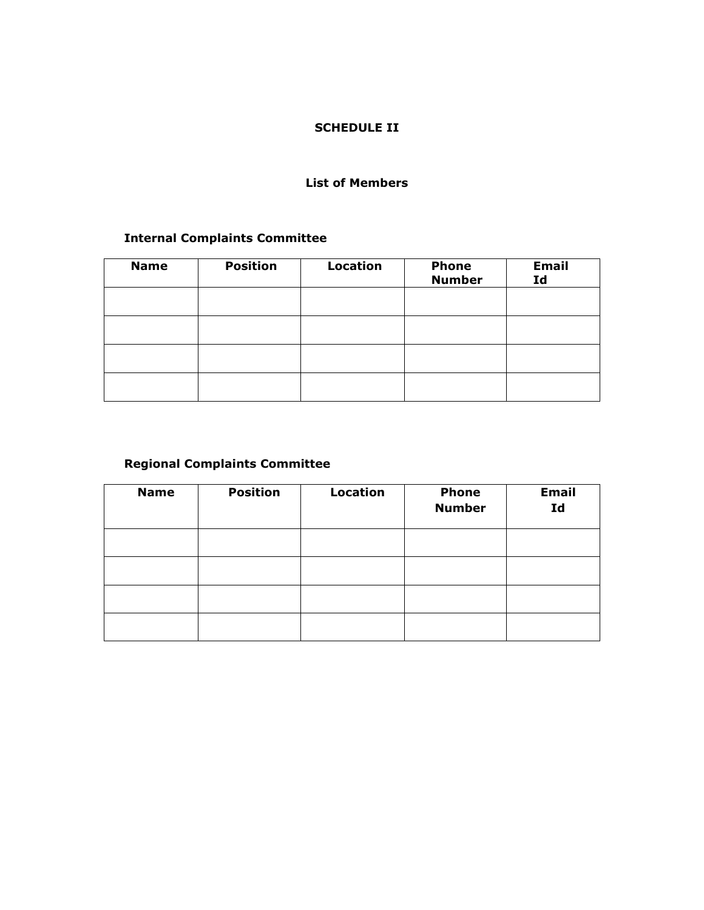# SCHEDULE II

## List of Members

### Internal Complaints Committee

| Name | Position | Location | Phone Number | Email Id |
|---|---|---|---|---|
| | | | | |
| | | | | |
| | | | | |
| | | | | |

### Regional Complaints Committee

| Name | Position | Location | Phone Number | Email Id |
|---|---|---|---|---|
| | | | | |
| | | | | |
| | | | | |
| | | | | |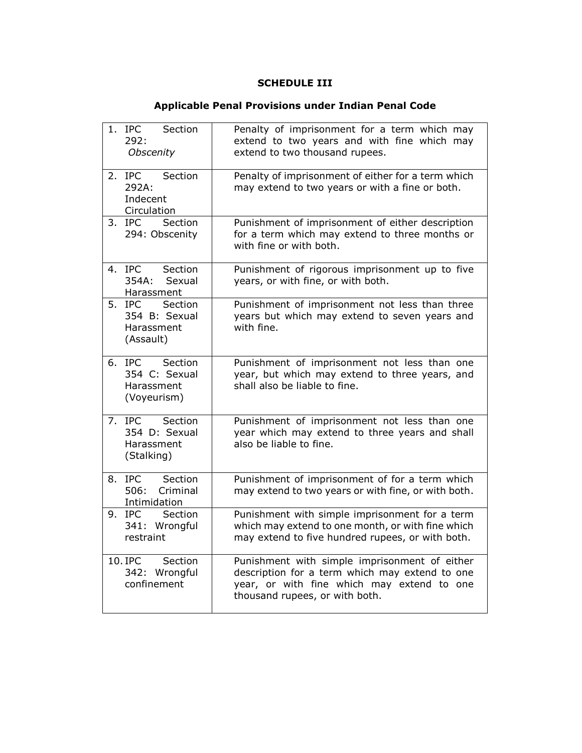**SCHEDULE III**

**Applicable Penal Provisions under Indian Penal Code**

| | |
|---|---|
| 1. IPC Section 292: *Obscenity* | Penalty of imprisonment for a term which may extend to two years and with fine which may extend to two thousand rupees. |
| 2. IPC Section 292A: Indecent Circulation | Penalty of imprisonment of either for a term which may extend to two years or with a fine or both. |
| 3. IPC Section 294: Obscenity | Punishment of imprisonment of either description for a term which may extend to three months or with fine or with both. |
| 4. IPC Section 354A: Sexual Harassment | Punishment of rigorous imprisonment up to five years, or with fine, or with both. |
| 5. IPC Section 354 B: Sexual Harassment (Assault) | Punishment of imprisonment not less than three years but which may extend to seven years and with fine. |
| 6. IPC Section 354 C: Sexual Harassment (Voyeurism) | Punishment of imprisonment not less than one year, but which may extend to three years, and shall also be liable to fine. |
| 7. IPC Section 354 D: Sexual Harassment (Stalking) | Punishment of imprisonment not less than one year which may extend to three years and shall also be liable to fine. |
| 8. IPC Section 506: Criminal Intimidation | Punishment of imprisonment of for a term which may extend to two years or with fine, or with both. |
| 9. IPC Section 341: Wrongful restraint | Punishment with simple imprisonment for a term which may extend to one month, or with fine which may extend to five hundred rupees, or with both. |
| 10. IPC Section 342: Wrongful confinement | Punishment with simple imprisonment of either description for a term which may extend to one year, or with fine which may extend to one thousand rupees, or with both. |